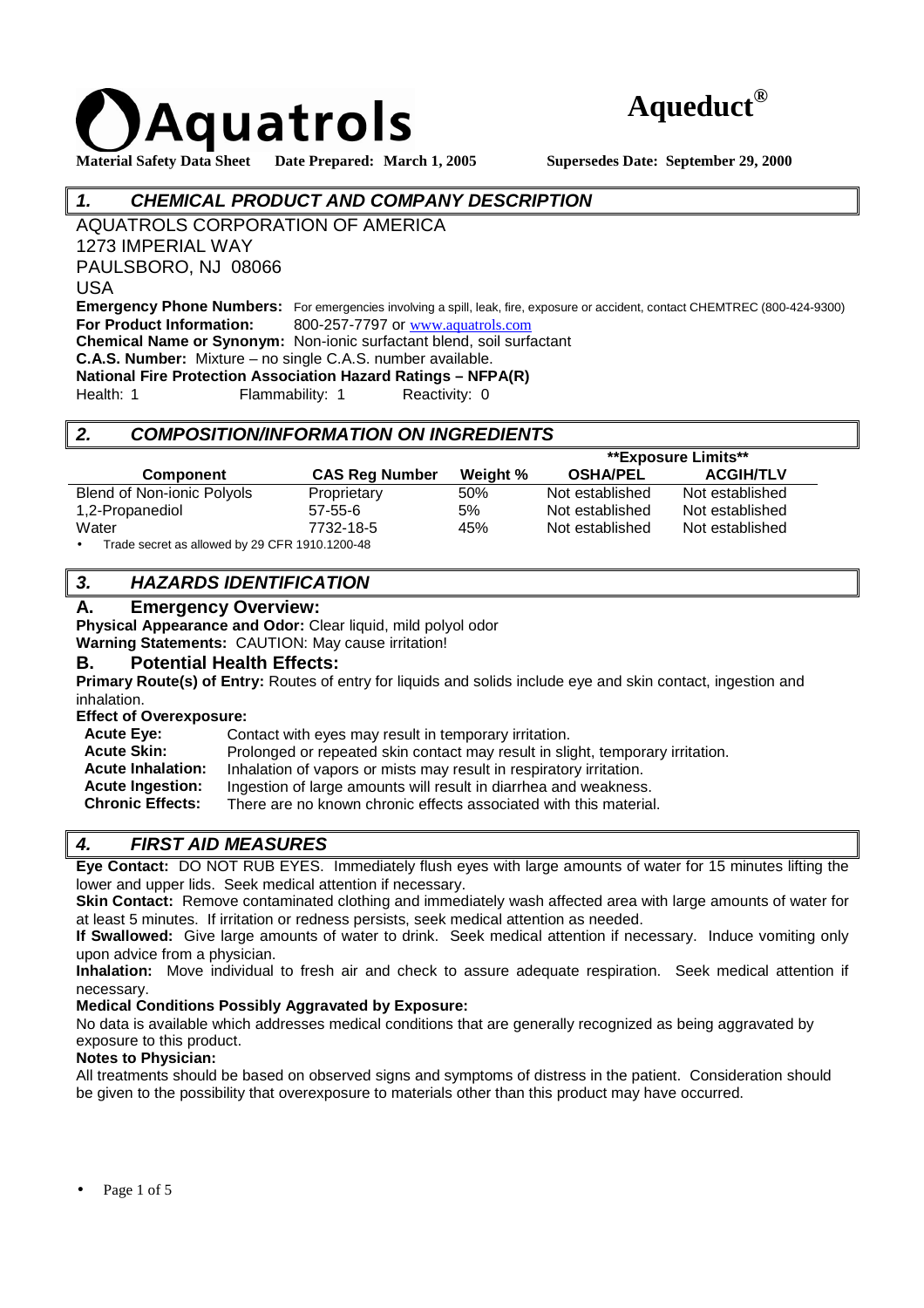# Aquatrols

# Aqueduct®

**Material Safety Data Sheet** **Date Prepared: March 1, 2005** **Supersedes Date: September 29, 2000**

## *1. CHEMICAL PRODUCT AND COMPANY DESCRIPTION*

AQUATROLS CORPORATION OF AMERICA
1273 IMPERIAL WAY
PAULSBORO, NJ 08066
USA

**Emergency Phone Numbers:** For emergencies involving a spill, leak, fire, exposure or accident, contact CHEMTREC (800-424-9300)
**For Product Information:** 800-257-7797 or www.aquatrols.com
**Chemical Name or Synonym:** Non-ionic surfactant blend, soil surfactant
**C.A.S. Number:** Mixture – no single C.A.S. number available.
**National Fire Protection Association Hazard Ratings – NFPA(R)**
Health: 1 Flammability: 1 Reactivity: 0

## *2. COMPOSITION/INFORMATION ON INGREDIENTS*

| | | | **\*\*Exposure Limits\*\*** | |
|---|---|---|---|---|
| **Component** | **CAS Reg Number** | **Weight %** | **OSHA/PEL** | **ACGIH/TLV** |
| Blend of Non-ionic Polyols | Proprietary | 50% | Not established | Not established |
| 1,2-Propanediol | 57-55-6 | 5% | Not established | Not established |
| Water | 7732-18-5 | 45% | Not established | Not established |

- Trade secret as allowed by 29 CFR 1910.1200-48

## *3. HAZARDS IDENTIFICATION*

### A. Emergency Overview:

**Physical Appearance and Odor:** Clear liquid, mild polyol odor
**Warning Statements:** CAUTION: May cause irritation!

### B. Potential Health Effects:

**Primary Route(s) of Entry:** Routes of entry for liquids and solids include eye and skin contact, ingestion and inhalation.

**Effect of Overexposure:**

**Acute Eye:** Contact with eyes may result in temporary irritation.
**Acute Skin:** Prolonged or repeated skin contact may result in slight, temporary irritation.
**Acute Inhalation:** Inhalation of vapors or mists may result in respiratory irritation.
**Acute Ingestion:** Ingestion of large amounts will result in diarrhea and weakness.
**Chronic Effects:** There are no known chronic effects associated with this material.

## *4. FIRST AID MEASURES*

**Eye Contact:** DO NOT RUB EYES. Immediately flush eyes with large amounts of water for 15 minutes lifting the lower and upper lids. Seek medical attention if necessary.

**Skin Contact:** Remove contaminated clothing and immediately wash affected area with large amounts of water for at least 5 minutes. If irritation or redness persists, seek medical attention as needed.

**If Swallowed:** Give large amounts of water to drink. Seek medical attention if necessary. Induce vomiting only upon advice from a physician.

**Inhalation:** Move individual to fresh air and check to assure adequate respiration. Seek medical attention if necessary.

**Medical Conditions Possibly Aggravated by Exposure:**

No data is available which addresses medical conditions that are generally recognized as being aggravated by exposure to this product.

**Notes to Physician:**

All treatments should be based on observed signs and symptoms of distress in the patient. Consideration should be given to the possibility that overexposure to materials other than this product may have occurred.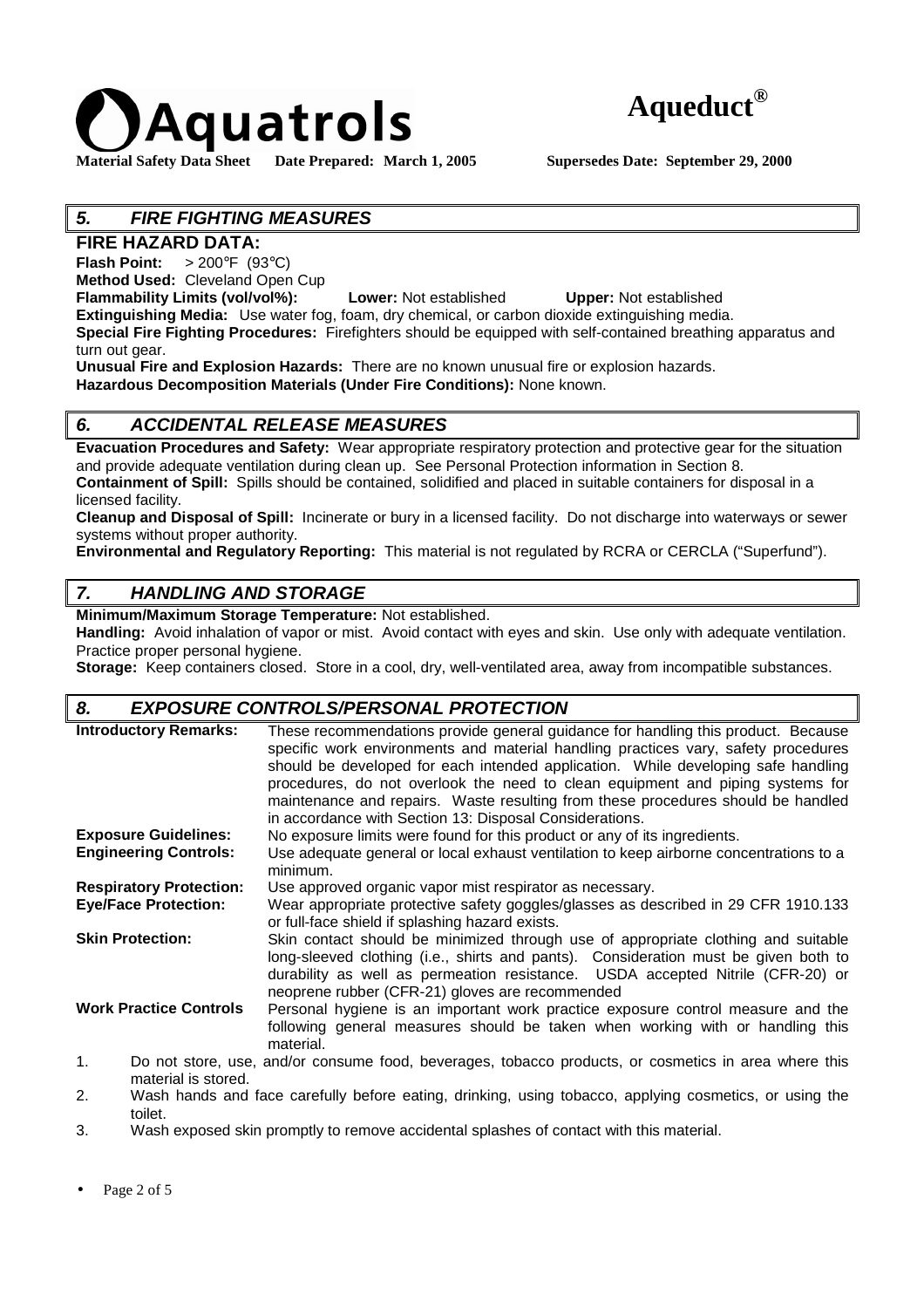## 5. FIRE FIGHTING MEASURES

### FIRE HAZARD DATA:

**Flash Point:** > 200°F (93°C)
**Method Used:** Cleveland Open Cup
**Flammability Limits (vol/vol%):** **Lower:** Not established **Upper:** Not established
**Extinguishing Media:** Use water fog, foam, dry chemical, or carbon dioxide extinguishing media.
**Special Fire Fighting Procedures:** Firefighters should be equipped with self-contained breathing apparatus and turn out gear.
**Unusual Fire and Explosion Hazards:** There are no known unusual fire or explosion hazards.
**Hazardous Decomposition Materials (Under Fire Conditions):** None known.

## 6. ACCIDENTAL RELEASE MEASURES

**Evacuation Procedures and Safety:** Wear appropriate respiratory protection and protective gear for the situation and provide adequate ventilation during clean up. See Personal Protection information in Section 8.
**Containment of Spill:** Spills should be contained, solidified and placed in suitable containers for disposal in a licensed facility.
**Cleanup and Disposal of Spill:** Incinerate or bury in a licensed facility. Do not discharge into waterways or sewer systems without proper authority.
**Environmental and Regulatory Reporting:** This material is not regulated by RCRA or CERCLA ("Superfund").

## 7. HANDLING AND STORAGE

**Minimum/Maximum Storage Temperature:** Not established.
**Handling:** Avoid inhalation of vapor or mist. Avoid contact with eyes and skin. Use only with adequate ventilation. Practice proper personal hygiene.
**Storage:** Keep containers closed. Store in a cool, dry, well-ventilated area, away from incompatible substances.

## 8. EXPOSURE CONTROLS/PERSONAL PROTECTION

**Introductory Remarks:** These recommendations provide general guidance for handling this product. Because specific work environments and material handling practices vary, safety procedures should be developed for each intended application. While developing safe handling procedures, do not overlook the need to clean equipment and piping systems for maintenance and repairs. Waste resulting from these procedures should be handled in accordance with Section 13: Disposal Considerations.

**Exposure Guidelines:** No exposure limits were found for this product or any of its ingredients.

**Engineering Controls:** Use adequate general or local exhaust ventilation to keep airborne concentrations to a minimum.

**Respiratory Protection:** Use approved organic vapor mist respirator as necessary.

**Eye/Face Protection:** Wear appropriate protective safety goggles/glasses as described in 29 CFR 1910.133 or full-face shield if splashing hazard exists.

**Skin Protection:** Skin contact should be minimized through use of appropriate clothing and suitable long-sleeved clothing (i.e., shirts and pants). Consideration must be given both to durability as well as permeation resistance. USDA accepted Nitrile (CFR-20) or neoprene rubber (CFR-21) gloves are recommended

**Work Practice Controls** Personal hygiene is an important work practice exposure control measure and the following general measures should be taken when working with or handling this material.

1. Do not store, use, and/or consume food, beverages, tobacco products, or cosmetics in area where this material is stored.
2. Wash hands and face carefully before eating, drinking, using tobacco, applying cosmetics, or using the toilet.
3. Wash exposed skin promptly to remove accidental splashes of contact with this material.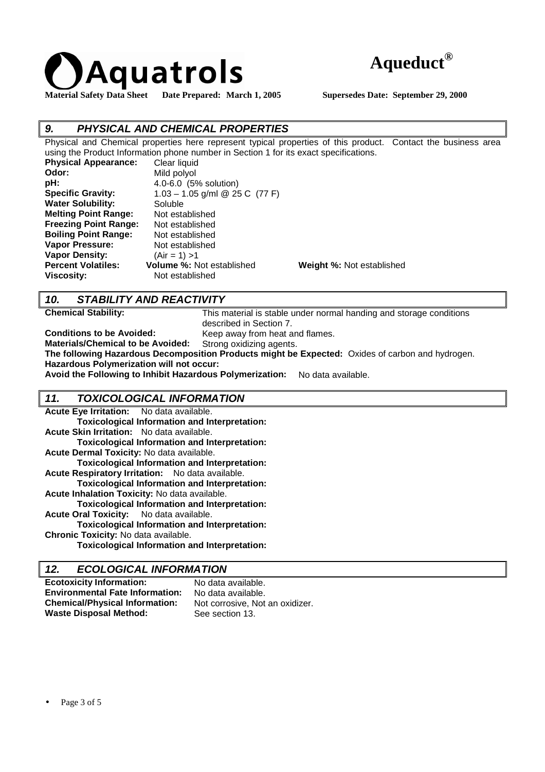## 9. PHYSICAL AND CHEMICAL PROPERTIES

Physical and Chemical properties here represent typical properties of this product. Contact the business area using the Product Information phone number in Section 1 for its exact specifications.

**Physical Appearance:** Clear liquid
**Odor:** Mild polyol
**pH:** 4.0-6.0 (5% solution)
**Specific Gravity:** 1.03 – 1.05 g/ml @ 25 C (77 F)
**Water Solubility:** Soluble
**Melting Point Range:** Not established
**Freezing Point Range:** Not established
**Boiling Point Range:** Not established
**Vapor Pressure:** Not established
**Vapor Density:** (Air = 1) >1
**Percent Volatiles:** **Volume %:** Not established **Weight %:** Not established
**Viscosity:** Not established

## 10. STABILITY AND REACTIVITY

**Chemical Stability:** This material is stable under normal handing and storage conditions described in Section 7.
**Conditions to be Avoided:** Keep away from heat and flames.
**Materials/Chemical to be Avoided:** Strong oxidizing agents.
**The following Hazardous Decomposition Products might be Expected:** Oxides of carbon and hydrogen.
**Hazardous Polymerization will not occur:**
**Avoid the Following to Inhibit Hazardous Polymerization:** No data available.

## 11. TOXICOLOGICAL INFORMATION

**Acute Eye Irritation:** No data available.
**Toxicological Information and Interpretation:**
**Acute Skin Irritation:** No data available.
**Toxicological Information and Interpretation:**
**Acute Dermal Toxicity:** No data available.
**Toxicological Information and Interpretation:**
**Acute Respiratory Irritation:** No data available.
**Toxicological Information and Interpretation:**
**Acute Inhalation Toxicity:** No data available.
**Toxicological Information and Interpretation:**
**Acute Oral Toxicity:** No data available.
**Toxicological Information and Interpretation:**
**Chronic Toxicity:** No data available.
**Toxicological Information and Interpretation:**

## 12. ECOLOGICAL INFORMATION

**Ecotoxicity Information:** No data available.
**Environmental Fate Information:** No data available.
**Chemical/Physical Information:** Not corrosive, Not an oxidizer.
**Waste Disposal Method:** See section 13.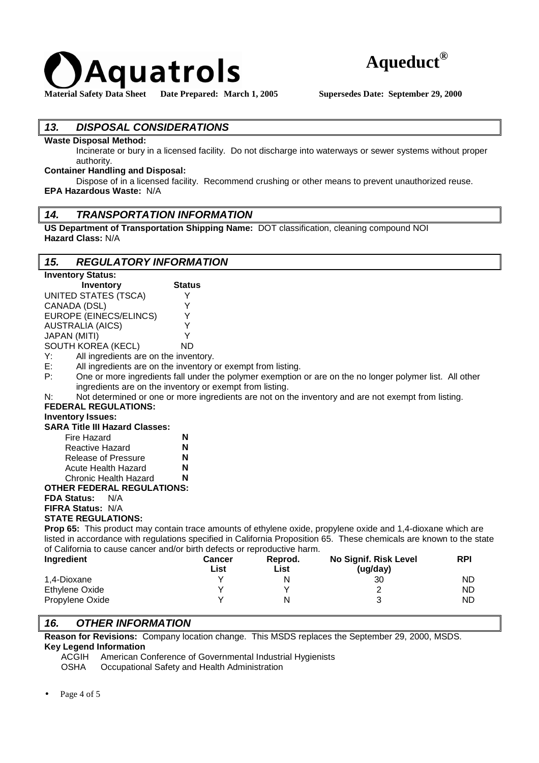## 13. DISPOSAL CONSIDERATIONS

**Waste Disposal Method:**

Incinerate or bury in a licensed facility. Do not discharge into waterways or sewer systems without proper authority.

**Container Handling and Disposal:**

Dispose of in a licensed facility. Recommend crushing or other means to prevent unauthorized reuse.

**EPA Hazardous Waste:** N/A

## 14. TRANSPORTATION INFORMATION

**US Department of Transportation Shipping Name:** DOT classification, cleaning compound NOI
**Hazard Class:** N/A

## 15. REGULATORY INFORMATION

**Inventory Status:**

| Inventory | Status |
|---|---|
| UNITED STATES (TSCA) | Y |
| CANADA (DSL) | Y |
| EUROPE (EINECS/ELINCS) | Y |
| AUSTRALIA (AICS) | Y |
| JAPAN (MITI) | Y |
| SOUTH KOREA (KECL) | ND |

Y: All ingredients are on the inventory.
E: All ingredients are on the inventory or exempt from listing.
P: One or more ingredients fall under the polymer exemption or are on the no longer polymer list. All other ingredients are on the inventory or exempt from listing.
N: Not determined or one or more ingredients are not on the inventory and are not exempt from listing.

**FEDERAL REGULATIONS:**

**Inventory Issues:**

**SARA Title III Hazard Classes:**

| | |
|---|---|
| Fire Hazard | **N** |
| Reactive Hazard | **N** |
| Release of Pressure | **N** |
| Acute Health Hazard | **N** |
| Chronic Health Hazard | **N** |

**OTHER FEDERAL REGULATIONS:**

**FDA Status:** N/A

**FIFRA Status:** N/A

**STATE REGULATIONS:**

**Prop 65:** This product may contain trace amounts of ethylene oxide, propylene oxide and 1,4-dioxane which are listed in accordance with regulations specified in California Proposition 65. These chemicals are known to the state of California to cause cancer and/or birth defects or reproductive harm.

| Ingredient | Cancer List | Reprod. List | No Signif. Risk Level (ug/day) | RPI |
|---|---|---|---|---|
| 1,4-Dioxane | Y | N | 30 | ND |
| Ethylene Oxide | Y | Y | 2 | ND |
| Propylene Oxide | Y | N | 3 | ND |

## 16. OTHER INFORMATION

**Reason for Revisions:** Company location change. This MSDS replaces the September 29, 2000, MSDS.

**Key Legend Information**

- ACGIH American Conference of Governmental Industrial Hygienists
- OSHA Occupational Safety and Health Administration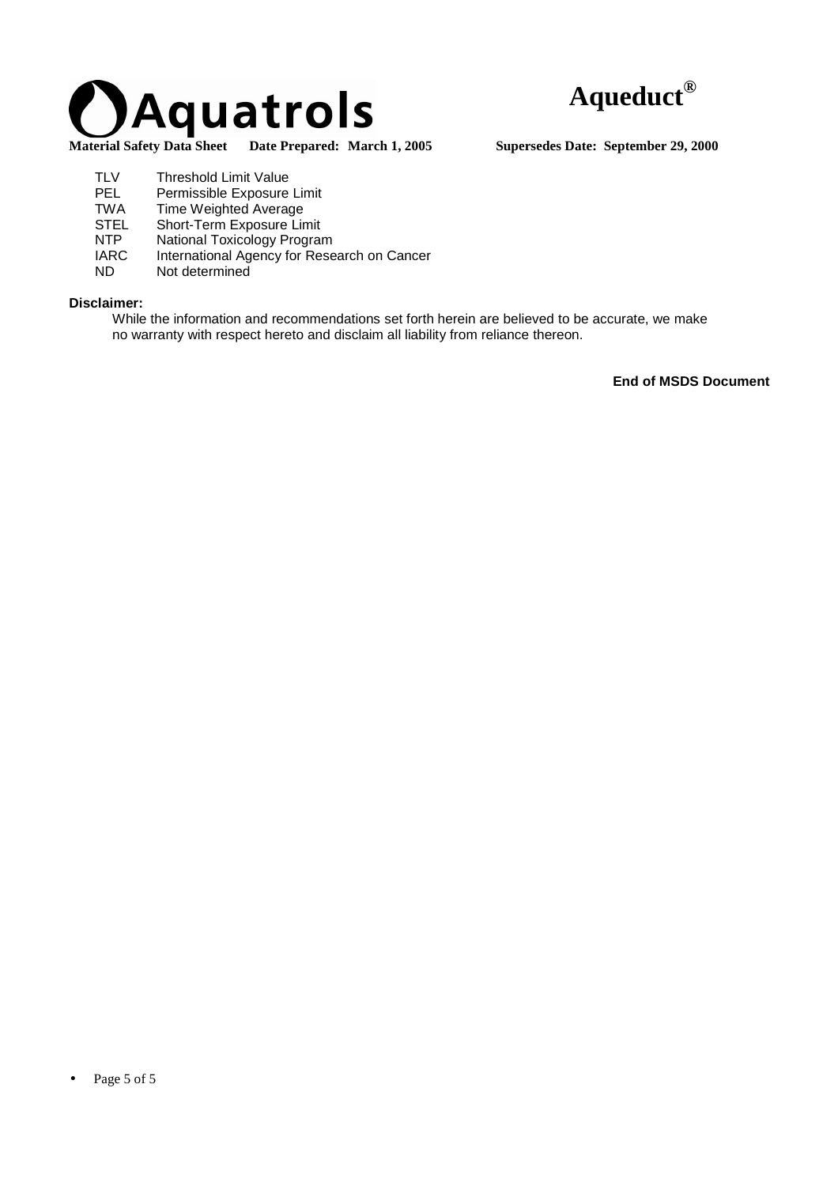| | |
|---|---|
| TLV | Threshold Limit Value |
| PEL | Permissible Exposure Limit |
| TWA | Time Weighted Average |
| STEL | Short-Term Exposure Limit |
| NTP | National Toxicology Program |
| IARC | International Agency for Research on Cancer |
| ND | Not determined |

**Disclaimer:**

While the information and recommendations set forth herein are believed to be accurate, we make no warranty with respect hereto and disclaim all liability from reliance thereon.

**End of MSDS Document**